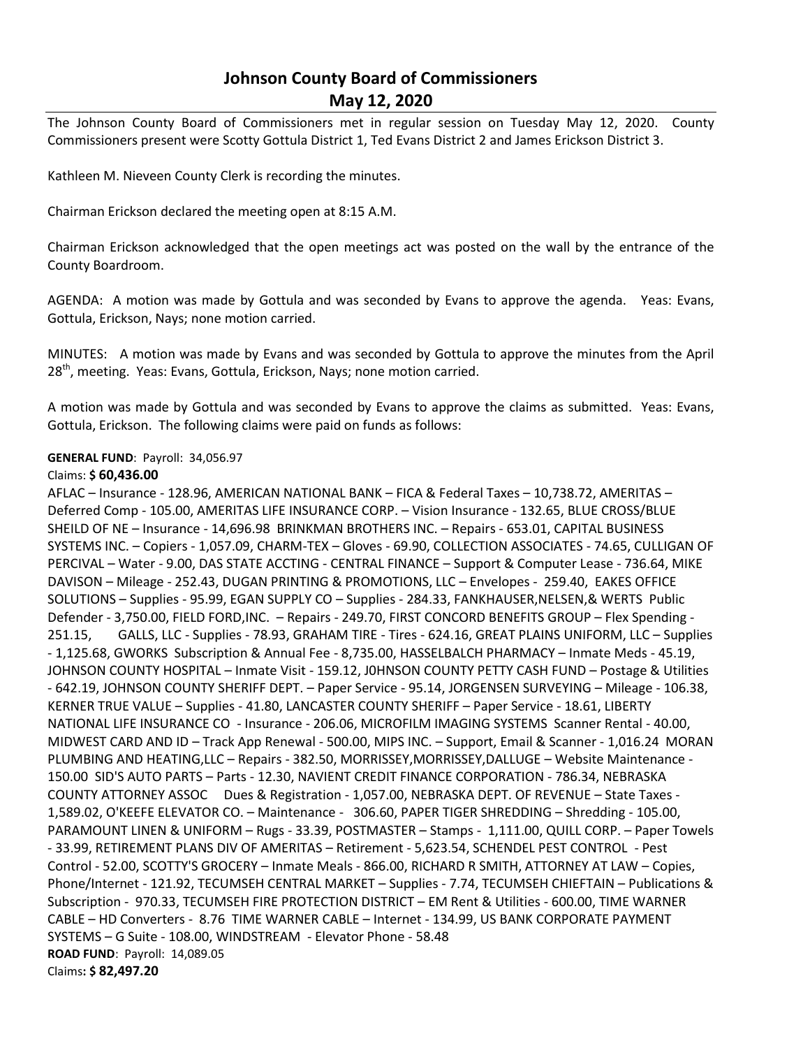# Johnson County Board of Commissioners
## May 12, 2020

The Johnson County Board of Commissioners met in regular session on Tuesday May 12, 2020. County Commissioners present were Scotty Gottula District 1, Ted Evans District 2 and James Erickson District 3.

Kathleen M. Nieveen County Clerk is recording the minutes.

Chairman Erickson declared the meeting open at 8:15 A.M.

Chairman Erickson acknowledged that the open meetings act was posted on the wall by the entrance of the County Boardroom.

AGENDA: A motion was made by Gottula and was seconded by Evans to approve the agenda. Yeas: Evans, Gottula, Erickson, Nays; none motion carried.

MINUTES: A motion was made by Evans and was seconded by Gottula to approve the minutes from the April 28th, meeting. Yeas: Evans, Gottula, Erickson, Nays; none motion carried.

A motion was made by Gottula and was seconded by Evans to approve the claims as submitted. Yeas: Evans, Gottula, Erickson. The following claims were paid on funds as follows:

**GENERAL FUND**: Payroll: 34,056.97

Claims: **$ 60,436.00**

AFLAC – Insurance - 128.96, AMERICAN NATIONAL BANK – FICA & Federal Taxes – 10,738.72, AMERITAS – Deferred Comp - 105.00, AMERITAS LIFE INSURANCE CORP. – Vision Insurance - 132.65, BLUE CROSS/BLUE SHEILD OF NE – Insurance - 14,696.98 BRINKMAN BROTHERS INC. – Repairs - 653.01, CAPITAL BUSINESS SYSTEMS INC. – Copiers - 1,057.09, CHARM-TEX – Gloves - 69.90, COLLECTION ASSOCIATES - 74.65, CULLIGAN OF PERCIVAL – Water - 9.00, DAS STATE ACCTING - CENTRAL FINANCE – Support & Computer Lease - 736.64, MIKE DAVISON – Mileage - 252.43, DUGAN PRINTING & PROMOTIONS, LLC – Envelopes - 259.40, EAKES OFFICE SOLUTIONS – Supplies - 95.99, EGAN SUPPLY CO – Supplies - 284.33, FANKHAUSER,NELSEN,& WERTS Public Defender - 3,750.00, FIELD FORD,INC. – Repairs - 249.70, FIRST CONCORD BENEFITS GROUP – Flex Spending - 251.15, GALLS, LLC - Supplies - 78.93, GRAHAM TIRE - Tires - 624.16, GREAT PLAINS UNIFORM, LLC – Supplies - 1,125.68, GWORKS Subscription & Annual Fee - 8,735.00, HASSELBALCH PHARMACY – Inmate Meds - 45.19, JOHNSON COUNTY HOSPITAL – Inmate Visit - 159.12, J0HNSON COUNTY PETTY CASH FUND – Postage & Utilities - 642.19, JOHNSON COUNTY SHERIFF DEPT. – Paper Service - 95.14, JORGENSEN SURVEYING – Mileage - 106.38, KERNER TRUE VALUE – Supplies - 41.80, LANCASTER COUNTY SHERIFF – Paper Service - 18.61, LIBERTY NATIONAL LIFE INSURANCE CO - Insurance - 206.06, MICROFILM IMAGING SYSTEMS Scanner Rental - 40.00, MIDWEST CARD AND ID – Track App Renewal - 500.00, MIPS INC. – Support, Email & Scanner - 1,016.24 MORAN PLUMBING AND HEATING,LLC – Repairs - 382.50, MORRISSEY,MORRISSEY,DALLUGE – Website Maintenance - 150.00 SID'S AUTO PARTS – Parts - 12.30, NAVIENT CREDIT FINANCE CORPORATION - 786.34, NEBRASKA COUNTY ATTORNEY ASSOC Dues & Registration - 1,057.00, NEBRASKA DEPT. OF REVENUE – State Taxes - 1,589.02, O'KEEFE ELEVATOR CO. – Maintenance - 306.60, PAPER TIGER SHREDDING – Shredding - 105.00, PARAMOUNT LINEN & UNIFORM – Rugs - 33.39, POSTMASTER – Stamps - 1,111.00, QUILL CORP. – Paper Towels - 33.99, RETIREMENT PLANS DIV OF AMERITAS – Retirement - 5,623.54, SCHENDEL PEST CONTROL - Pest Control - 52.00, SCOTTY'S GROCERY – Inmate Meals - 866.00, RICHARD R SMITH, ATTORNEY AT LAW – Copies, Phone/Internet - 121.92, TECUMSEH CENTRAL MARKET – Supplies - 7.74, TECUMSEH CHIEFTAIN – Publications & Subscription - 970.33, TECUMSEH FIRE PROTECTION DISTRICT – EM Rent & Utilities - 600.00, TIME WARNER CABLE – HD Converters - 8.76 TIME WARNER CABLE – Internet - 134.99, US BANK CORPORATE PAYMENT SYSTEMS – G Suite - 108.00, WINDSTREAM - Elevator Phone - 58.48

**ROAD FUND**: Payroll: 14,089.05

Claims**: $ 82,497.20**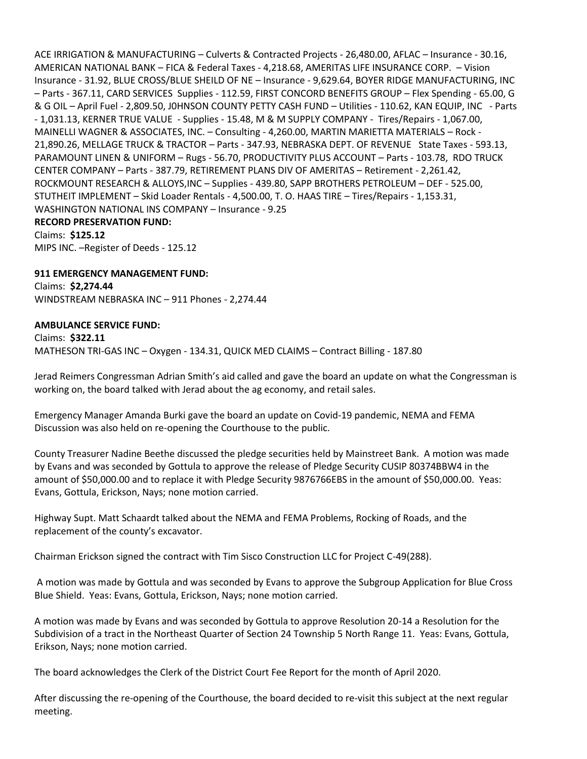ACE IRRIGATION & MANUFACTURING – Culverts & Contracted Projects - 26,480.00, AFLAC – Insurance - 30.16, AMERICAN NATIONAL BANK – FICA & Federal Taxes - 4,218.68, AMERITAS LIFE INSURANCE CORP. – Vision Insurance - 31.92, BLUE CROSS/BLUE SHEILD OF NE – Insurance - 9,629.64, BOYER RIDGE MANUFACTURING, INC – Parts - 367.11, CARD SERVICES Supplies - 112.59, FIRST CONCORD BENEFITS GROUP – Flex Spending - 65.00, G & G OIL – April Fuel - 2,809.50, J0HNSON COUNTY PETTY CASH FUND – Utilities - 110.62, KAN EQUIP, INC - Parts - 1,031.13, KERNER TRUE VALUE - Supplies - 15.48, M & M SUPPLY COMPANY - Tires/Repairs - 1,067.00, MAINELLI WAGNER & ASSOCIATES, INC. – Consulting - 4,260.00, MARTIN MARIETTA MATERIALS – Rock - 21,890.26, MELLAGE TRUCK & TRACTOR – Parts - 347.93, NEBRASKA DEPT. OF REVENUE State Taxes - 593.13, PARAMOUNT LINEN & UNIFORM – Rugs - 56.70, PRODUCTIVITY PLUS ACCOUNT – Parts - 103.78, RDO TRUCK CENTER COMPANY – Parts - 387.79, RETIREMENT PLANS DIV OF AMERITAS – Retirement - 2,261.42, ROCKMOUNT RESEARCH & ALLOYS,INC – Supplies - 439.80, SAPP BROTHERS PETROLEUM – DEF - 525.00, STUTHEIT IMPLEMENT – Skid Loader Rentals - 4,500.00, T. O. HAAS TIRE – Tires/Repairs - 1,153.31, WASHINGTON NATIONAL INS COMPANY – Insurance - 9.25

**RECORD PRESERVATION FUND:**

Claims: **$125.12**

MIPS INC. –Register of Deeds - 125.12

**911 EMERGENCY MANAGEMENT FUND:**

Claims: **$2,274.44**

WINDSTREAM NEBRASKA INC – 911 Phones - 2,274.44

**AMBULANCE SERVICE FUND:**

Claims: **$322.11**

MATHESON TRI-GAS INC – Oxygen - 134.31, QUICK MED CLAIMS – Contract Billing - 187.80

Jerad Reimers Congressman Adrian Smith's aid called and gave the board an update on what the Congressman is working on, the board talked with Jerad about the ag economy, and retail sales.

Emergency Manager Amanda Burki gave the board an update on Covid-19 pandemic, NEMA and FEMA Discussion was also held on re-opening the Courthouse to the public.

County Treasurer Nadine Beethe discussed the pledge securities held by Mainstreet Bank. A motion was made by Evans and was seconded by Gottula to approve the release of Pledge Security CUSIP 80374BBW4 in the amount of $50,000.00 and to replace it with Pledge Security 9876766EBS in the amount of $50,000.00. Yeas: Evans, Gottula, Erickson, Nays; none motion carried.

Highway Supt. Matt Schaardt talked about the NEMA and FEMA Problems, Rocking of Roads, and the replacement of the county's excavator.

Chairman Erickson signed the contract with Tim Sisco Construction LLC for Project C-49(288).

A motion was made by Gottula and was seconded by Evans to approve the Subgroup Application for Blue Cross Blue Shield. Yeas: Evans, Gottula, Erickson, Nays; none motion carried.

A motion was made by Evans and was seconded by Gottula to approve Resolution 20-14 a Resolution for the Subdivision of a tract in the Northeast Quarter of Section 24 Township 5 North Range 11. Yeas: Evans, Gottula, Erikson, Nays; none motion carried.

The board acknowledges the Clerk of the District Court Fee Report for the month of April 2020.

After discussing the re-opening of the Courthouse, the board decided to re-visit this subject at the next regular meeting.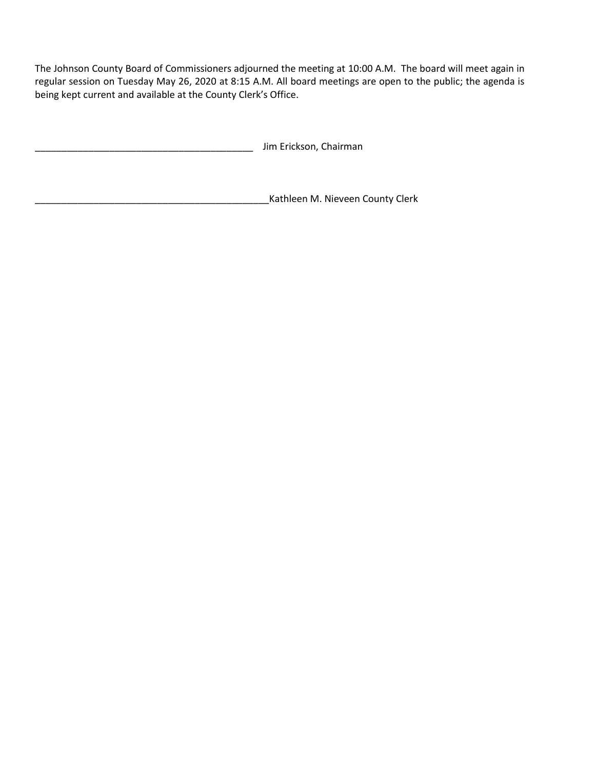The Johnson County Board of Commissioners adjourned the meeting at 10:00 A.M. The board will meet again in regular session on Tuesday May 26, 2020 at 8:15 A.M. All board meetings are open to the public; the agenda is being kept current and available at the County Clerk's Office.

___________________________________________ Jim Erickson, Chairman

______________________________________________Kathleen M. Nieveen County Clerk